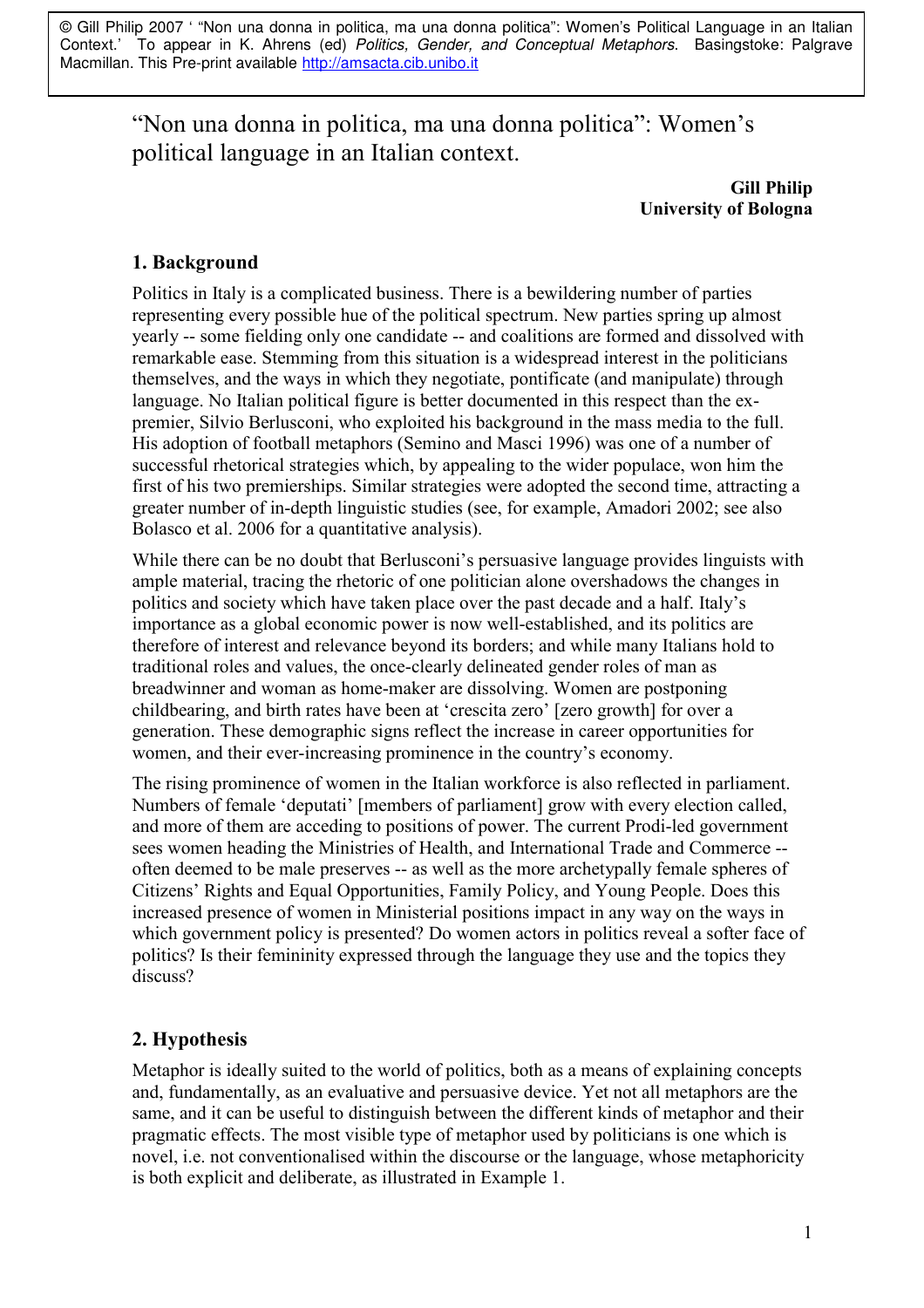© Gill Philip 2007 ' "Non una donna in politica, ma una donna politica": Women's Political Language in an Italian Context.' To appear in K. Ahrens (ed) *Politics, Gender, and Conceptual Metaphors*. Basingstoke: Palgrave Macmillan. This Pre-print available http://amsacta.cib.unibo.it

# "Non una donna in politica, ma una donna politica": Women's political language in an Italian context.

**Gill Philip**
**University of Bologna**

## 1. Background

Politics in Italy is a complicated business. There is a bewildering number of parties representing every possible hue of the political spectrum. New parties spring up almost yearly -- some fielding only one candidate -- and coalitions are formed and dissolved with remarkable ease. Stemming from this situation is a widespread interest in the politicians themselves, and the ways in which they negotiate, pontificate (and manipulate) through language. No Italian political figure is better documented in this respect than the ex-premier, Silvio Berlusconi, who exploited his background in the mass media to the full. His adoption of football metaphors (Semino and Masci 1996) was one of a number of successful rhetorical strategies which, by appealing to the wider populace, won him the first of his two premierships. Similar strategies were adopted the second time, attracting a greater number of in-depth linguistic studies (see, for example, Amadori 2002; see also Bolasco et al. 2006 for a quantitative analysis).

While there can be no doubt that Berlusconi's persuasive language provides linguists with ample material, tracing the rhetoric of one politician alone overshadows the changes in politics and society which have taken place over the past decade and a half. Italy's importance as a global economic power is now well-established, and its politics are therefore of interest and relevance beyond its borders; and while many Italians hold to traditional roles and values, the once-clearly delineated gender roles of man as breadwinner and woman as home-maker are dissolving. Women are postponing childbearing, and birth rates have been at 'crescita zero' [zero growth] for over a generation. These demographic signs reflect the increase in career opportunities for women, and their ever-increasing prominence in the country's economy.

The rising prominence of women in the Italian workforce is also reflected in parliament. Numbers of female 'deputati' [members of parliament] grow with every election called, and more of them are acceding to positions of power. The current Prodi-led government sees women heading the Ministries of Health, and International Trade and Commerce -- often deemed to be male preserves -- as well as the more archetypally female spheres of Citizens' Rights and Equal Opportunities, Family Policy, and Young People. Does this increased presence of women in Ministerial positions impact in any way on the ways in which government policy is presented? Do women actors in politics reveal a softer face of politics? Is their femininity expressed through the language they use and the topics they discuss?

## 2. Hypothesis

Metaphor is ideally suited to the world of politics, both as a means of explaining concepts and, fundamentally, as an evaluative and persuasive device. Yet not all metaphors are the same, and it can be useful to distinguish between the different kinds of metaphor and their pragmatic effects. The most visible type of metaphor used by politicians is one which is novel, i.e. not conventionalised within the discourse or the language, whose metaphoricity is both explicit and deliberate, as illustrated in Example 1.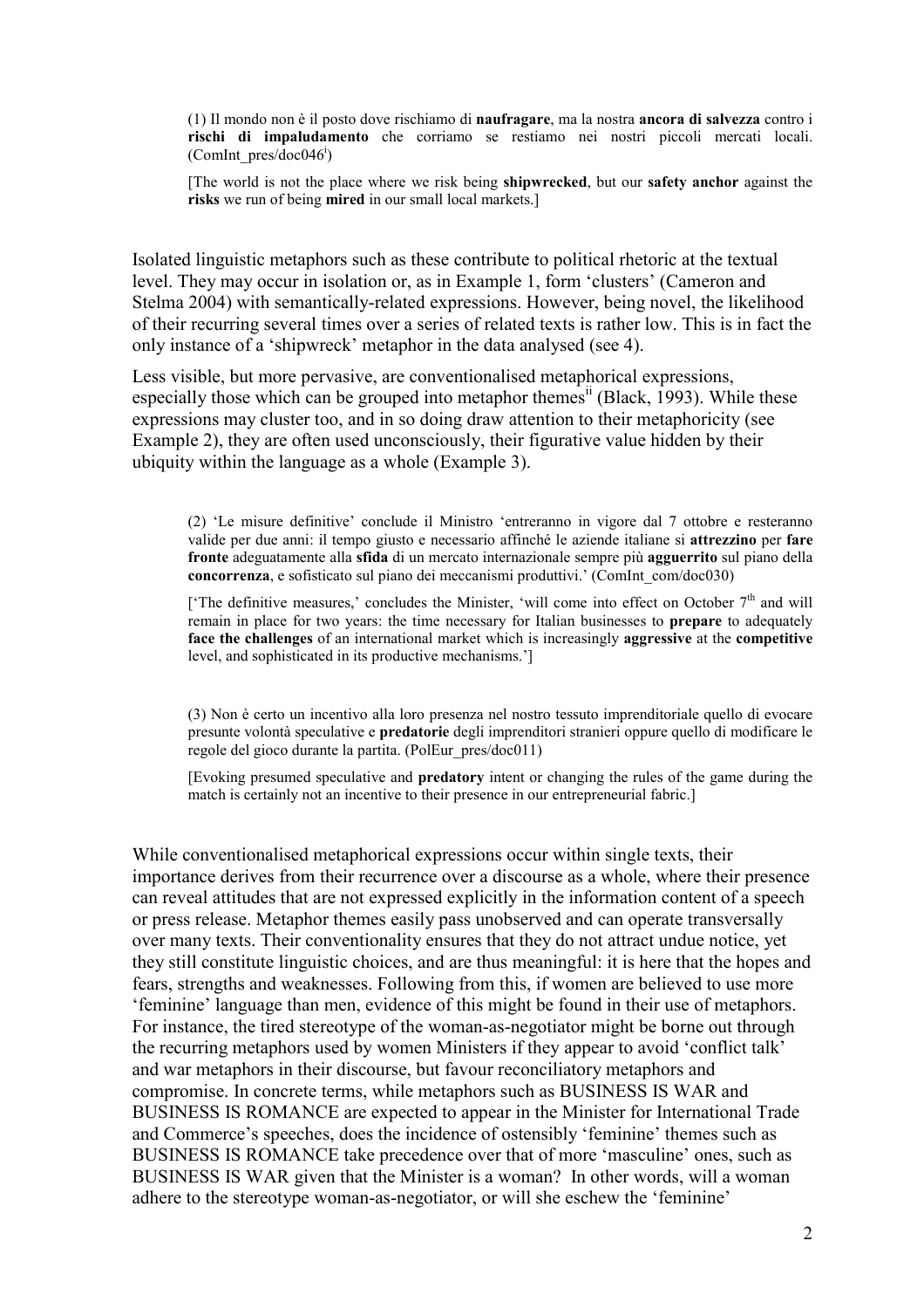> (1) Il mondo non è il posto dove rischiamo di **naufragare**, ma la nostra **ancora di salvezza** contro i **rischi di impaludamento** che corriamo se restiamo nei nostri piccoli mercati locali. (ComInt_pres/doc046[i])
>
> [The world is not the place where we risk being **shipwrecked**, but our **safety anchor** against the **risks** we run of being **mired** in our small local markets.]

Isolated linguistic metaphors such as these contribute to political rhetoric at the textual level. They may occur in isolation or, as in Example 1, form 'clusters' (Cameron and Stelma 2004) with semantically-related expressions. However, being novel, the likelihood of their recurring several times over a series of related texts is rather low. This is in fact the only instance of a 'shipwreck' metaphor in the data analysed (see 4).

Less visible, but more pervasive, are conventionalised metaphorical expressions, especially those which can be grouped into metaphor themes[ii] (Black, 1993). While these expressions may cluster too, and in so doing draw attention to their metaphoricity (see Example 2), they are often used unconsciously, their figurative value hidden by their ubiquity within the language as a whole (Example 3).

> (2) 'Le misure definitive' conclude il Ministro 'entreranno in vigore dal 7 ottobre e resteranno valide per due anni: il tempo giusto e necessario affinché le aziende italiane si **attrezzino** per **fare fronte** adeguatamente alla **sfida** di un mercato internazionale sempre più **agguerrito** sul piano della **concorrenza**, e sofisticato sul piano dei meccanismi produttivi.' (ComInt_com/doc030)
>
> ['The definitive measures,' concludes the Minister, 'will come into effect on October 7th and will remain in place for two years: the time necessary for Italian businesses to **prepare** to adequately **face the challenges** of an international market which is increasingly **aggressive** at the **competitive** level, and sophisticated in its productive mechanisms.']

> (3) Non è certo un incentivo alla loro presenza nel nostro tessuto imprenditoriale quello di evocare presunte volontà speculative e **predatorie** degli imprenditori stranieri oppure quello di modificare le regole del gioco durante la partita. (PolEur_pres/doc011)
>
> [Evoking presumed speculative and **predatory** intent or changing the rules of the game during the match is certainly not an incentive to their presence in our entrepreneurial fabric.]

While conventionalised metaphorical expressions occur within single texts, their importance derives from their recurrence over a discourse as a whole, where their presence can reveal attitudes that are not expressed explicitly in the information content of a speech or press release. Metaphor themes easily pass unobserved and can operate transversally over many texts. Their conventionality ensures that they do not attract undue notice, yet they still constitute linguistic choices, and are thus meaningful: it is here that the hopes and fears, strengths and weaknesses. Following from this, if women are believed to use more 'feminine' language than men, evidence of this might be found in their use of metaphors. For instance, the tired stereotype of the woman-as-negotiator might be borne out through the recurring metaphors used by women Ministers if they appear to avoid 'conflict talk' and war metaphors in their discourse, but favour reconciliatory metaphors and compromise. In concrete terms, while metaphors such as BUSINESS IS WAR and BUSINESS IS ROMANCE are expected to appear in the Minister for International Trade and Commerce's speeches, does the incidence of ostensibly 'feminine' themes such as BUSINESS IS ROMANCE take precedence over that of more 'masculine' ones, such as BUSINESS IS WAR given that the Minister is a woman? In other words, will a woman adhere to the stereotype woman-as-negotiator, or will she eschew the 'feminine'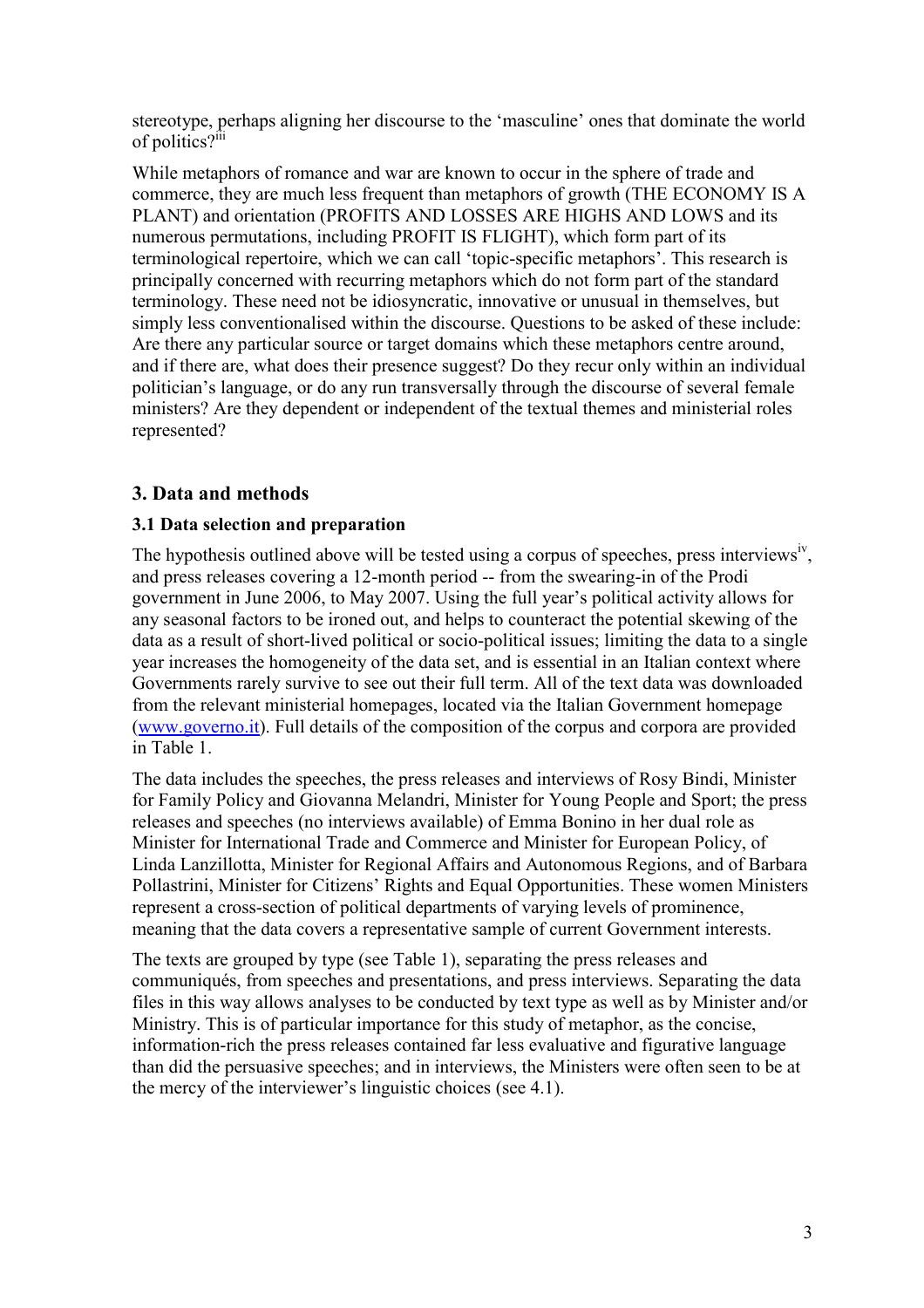stereotype, perhaps aligning her discourse to the 'masculine' ones that dominate the world of politics?[iii]

While metaphors of romance and war are known to occur in the sphere of trade and commerce, they are much less frequent than metaphors of growth (THE ECONOMY IS A PLANT) and orientation (PROFITS AND LOSSES ARE HIGHS AND LOWS and its numerous permutations, including PROFIT IS FLIGHT), which form part of its terminological repertoire, which we can call 'topic-specific metaphors'. This research is principally concerned with recurring metaphors which do not form part of the standard terminology. These need not be idiosyncratic, innovative or unusual in themselves, but simply less conventionalised within the discourse. Questions to be asked of these include: Are there any particular source or target domains which these metaphors centre around, and if there are, what does their presence suggest? Do they recur only within an individual politician's language, or do any run transversally through the discourse of several female ministers? Are they dependent or independent of the textual themes and ministerial roles represented?

## 3. Data and methods

### 3.1 Data selection and preparation

The hypothesis outlined above will be tested using a corpus of speeches, press interviews[iv], and press releases covering a 12-month period -- from the swearing-in of the Prodi government in June 2006, to May 2007. Using the full year's political activity allows for any seasonal factors to be ironed out, and helps to counteract the potential skewing of the data as a result of short-lived political or socio-political issues; limiting the data to a single year increases the homogeneity of the data set, and is essential in an Italian context where Governments rarely survive to see out their full term. All of the text data was downloaded from the relevant ministerial homepages, located via the Italian Government homepage (www.governo.it). Full details of the composition of the corpus and corpora are provided in Table 1.

The data includes the speeches, the press releases and interviews of Rosy Bindi, Minister for Family Policy and Giovanna Melandri, Minister for Young People and Sport; the press releases and speeches (no interviews available) of Emma Bonino in her dual role as Minister for International Trade and Commerce and Minister for European Policy, of Linda Lanzillotta, Minister for Regional Affairs and Autonomous Regions, and of Barbara Pollastrini, Minister for Citizens' Rights and Equal Opportunities. These women Ministers represent a cross-section of political departments of varying levels of prominence, meaning that the data covers a representative sample of current Government interests.

The texts are grouped by type (see Table 1), separating the press releases and communiqués, from speeches and presentations, and press interviews. Separating the data files in this way allows analyses to be conducted by text type as well as by Minister and/or Ministry. This is of particular importance for this study of metaphor, as the concise, information-rich the press releases contained far less evaluative and figurative language than did the persuasive speeches; and in interviews, the Ministers were often seen to be at the mercy of the interviewer's linguistic choices (see 4.1).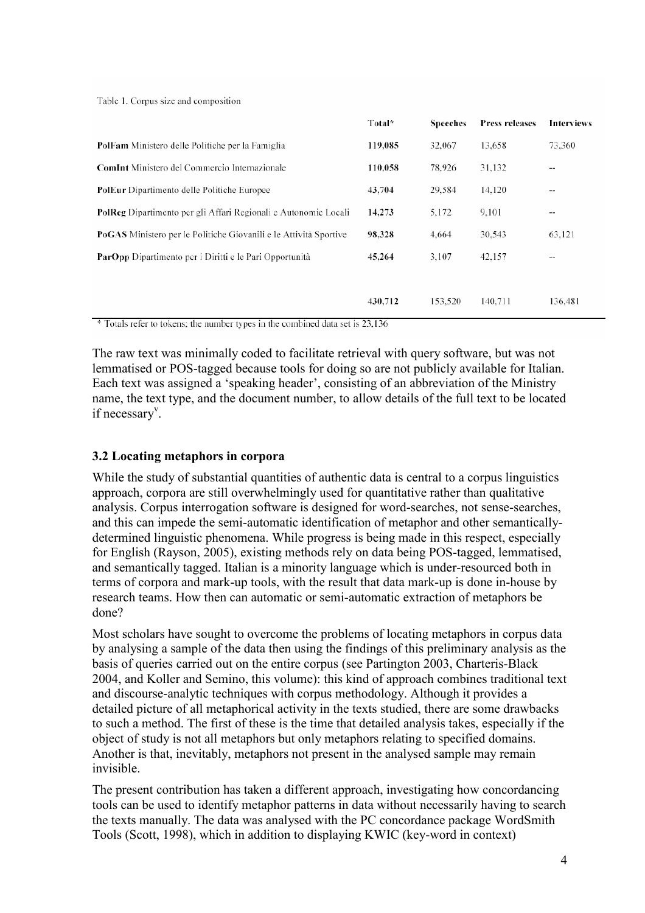Table 1. Corpus size and composition

| | Total* | Speeches | Press releases | Interviews |
|---|---|---|---|---|
| **PolFam** Ministero delle Politiche per la Famiglia | **119,085** | 32,067 | 13,658 | 73,360 |
| **ComInt** Ministero del Commercio Internazionale | **110,058** | 78,926 | 31,132 | -- |
| **PolEur** Dipartimento delle Politiche Europee | **43,704** | 29,584 | 14,120 | -- |
| **PolReg** Dipartimento per gli Affari Regionali e Autonomie Locali | **14,273** | 5,172 | 9,101 | -- |
| **PoGAS** Ministero per le Politiche Giovanili e le Attività Sportive | **98,328** | 4,664 | 30,543 | 63,121 |
| **ParOpp** Dipartimento per i Diritti e le Pari Opportunità | **45,264** | 3,107 | 42,157 | -- |
| | 430,712 | 153,520 | 140,711 | 136,481 |

\* Totals refer to tokens; the number types in the combined data set is 23,136

The raw text was minimally coded to facilitate retrieval with query software, but was not lemmatised or POS-tagged because tools for doing so are not publicly available for Italian. Each text was assigned a 'speaking header', consisting of an abbreviation of the Ministry name, the text type, and the document number, to allow details of the full text to be located if necessary[v].

### 3.2 Locating metaphors in corpora

While the study of substantial quantities of authentic data is central to a corpus linguistics approach, corpora are still overwhelmingly used for quantitative rather than qualitative analysis. Corpus interrogation software is designed for word-searches, not sense-searches, and this can impede the semi-automatic identification of metaphor and other semantically-determined linguistic phenomena. While progress is being made in this respect, especially for English (Rayson, 2005), existing methods rely on data being POS-tagged, lemmatised, and semantically tagged. Italian is a minority language which is under-resourced both in terms of corpora and mark-up tools, with the result that data mark-up is done in-house by research teams. How then can automatic or semi-automatic extraction of metaphors be done?

Most scholars have sought to overcome the problems of locating metaphors in corpus data by analysing a sample of the data then using the findings of this preliminary analysis as the basis of queries carried out on the entire corpus (see Partington 2003, Charteris-Black 2004, and Koller and Semino, this volume): this kind of approach combines traditional text and discourse-analytic techniques with corpus methodology. Although it provides a detailed picture of all metaphorical activity in the texts studied, there are some drawbacks to such a method. The first of these is the time that detailed analysis takes, especially if the object of study is not all metaphors but only metaphors relating to specified domains. Another is that, inevitably, metaphors not present in the analysed sample may remain invisible.

The present contribution has taken a different approach, investigating how concordancing tools can be used to identify metaphor patterns in data without necessarily having to search the texts manually. The data was analysed with the PC concordance package WordSmith Tools (Scott, 1998), which in addition to displaying KWIC (key-word in context)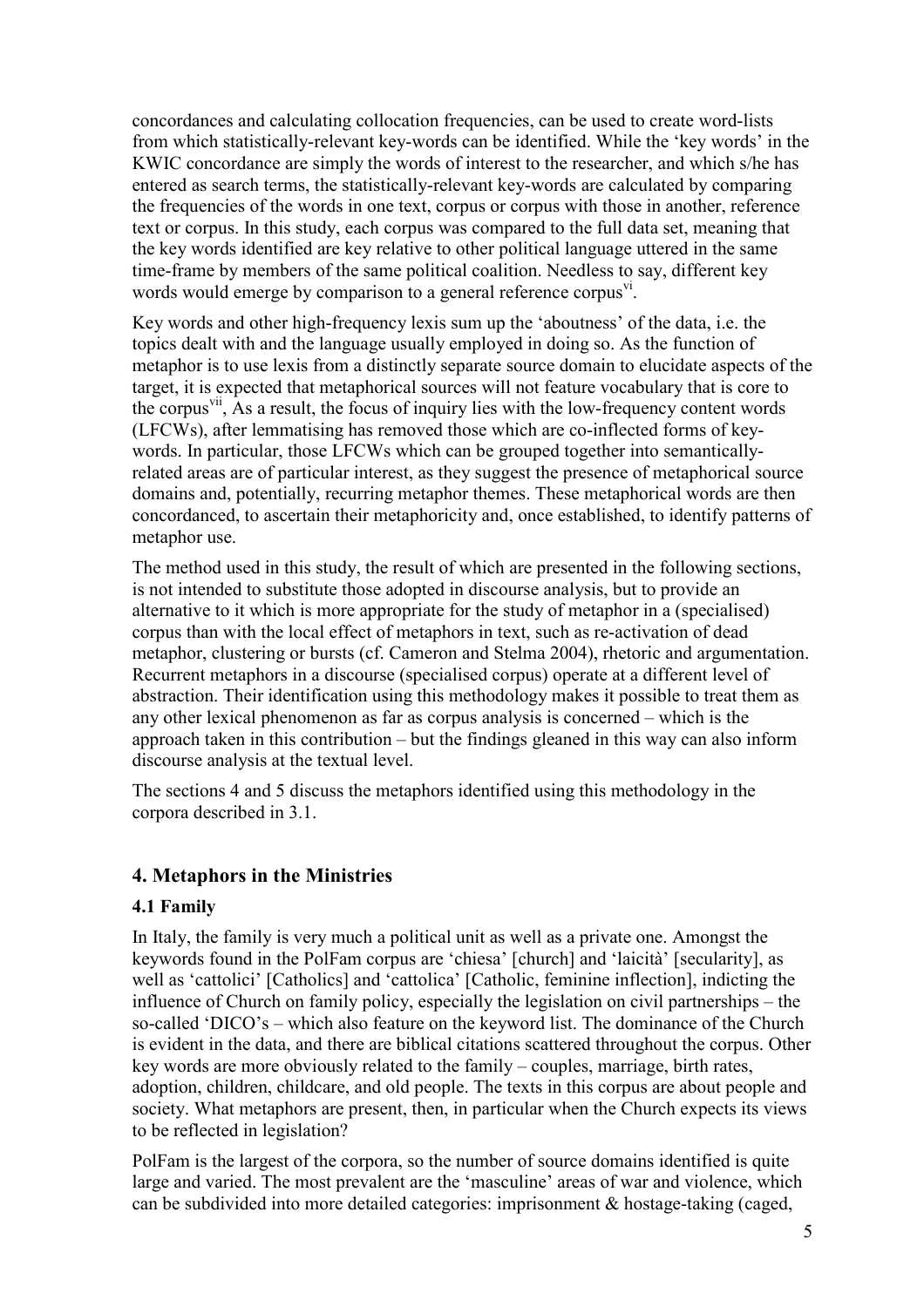concordances and calculating collocation frequencies, can be used to create word-lists from which statistically-relevant key-words can be identified. While the 'key words' in the KWIC concordance are simply the words of interest to the researcher, and which s/he has entered as search terms, the statistically-relevant key-words are calculated by comparing the frequencies of the words in one text, corpus or corpus with those in another, reference text or corpus. In this study, each corpus was compared to the full data set, meaning that the key words identified are key relative to other political language uttered in the same time-frame by members of the same political coalition. Needless to say, different key words would emerge by comparison to a general reference corpus[vi].

Key words and other high-frequency lexis sum up the 'aboutness' of the data, i.e. the topics dealt with and the language usually employed in doing so. As the function of metaphor is to use lexis from a distinctly separate source domain to elucidate aspects of the target, it is expected that metaphorical sources will not feature vocabulary that is core to the corpus[vii], As a result, the focus of inquiry lies with the low-frequency content words (LFCWs), after lemmatising has removed those which are co-inflected forms of key-words. In particular, those LFCWs which can be grouped together into semantically-related areas are of particular interest, as they suggest the presence of metaphorical source domains and, potentially, recurring metaphor themes. These metaphorical words are then concordanced, to ascertain their metaphoricity and, once established, to identify patterns of metaphor use.

The method used in this study, the result of which are presented in the following sections, is not intended to substitute those adopted in discourse analysis, but to provide an alternative to it which is more appropriate for the study of metaphor in a (specialised) corpus than with the local effect of metaphors in text, such as re-activation of dead metaphor, clustering or bursts (cf. Cameron and Stelma 2004), rhetoric and argumentation. Recurrent metaphors in a discourse (specialised corpus) operate at a different level of abstraction. Their identification using this methodology makes it possible to treat them as any other lexical phenomenon as far as corpus analysis is concerned – which is the approach taken in this contribution – but the findings gleaned in this way can also inform discourse analysis at the textual level.

The sections 4 and 5 discuss the metaphors identified using this methodology in the corpora described in 3.1.

## 4. Metaphors in the Ministries

### 4.1 Family

In Italy, the family is very much a political unit as well as a private one. Amongst the keywords found in the PolFam corpus are 'chiesa' [church] and 'laicità' [secularity], as well as 'cattolici' [Catholics] and 'cattolica' [Catholic, feminine inflection], indicting the influence of Church on family policy, especially the legislation on civil partnerships – the so-called 'DICO's – which also feature on the keyword list. The dominance of the Church is evident in the data, and there are biblical citations scattered throughout the corpus. Other key words are more obviously related to the family – couples, marriage, birth rates, adoption, children, childcare, and old people. The texts in this corpus are about people and society. What metaphors are present, then, in particular when the Church expects its views to be reflected in legislation?

PolFam is the largest of the corpora, so the number of source domains identified is quite large and varied. The most prevalent are the 'masculine' areas of war and violence, which can be subdivided into more detailed categories: imprisonment & hostage-taking (caged,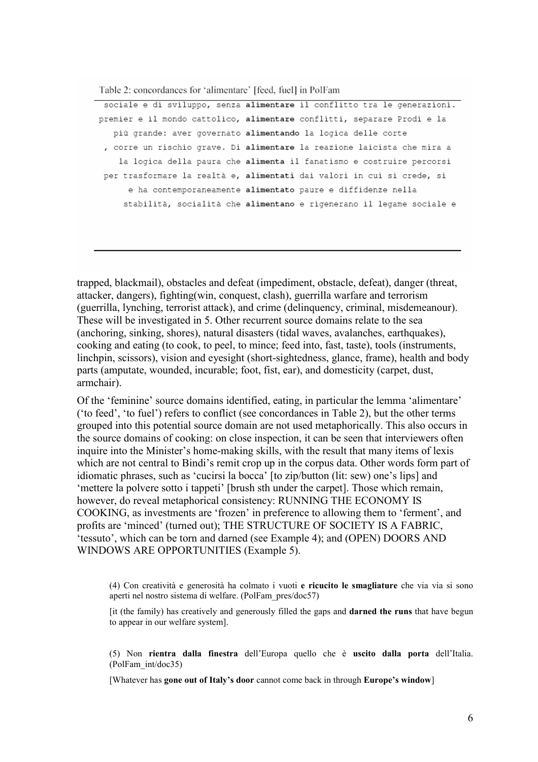Table 2: concordances for 'alimentare' [feed, fuel] in PolFam

```
sociale e di sviluppo, senza alimentare il conflitto tra le generazioni.
premier e il mondo cattolico, alimentare conflitti, separare Prodi e la
   più grande: aver governato alimentando la logica delle corte
 , corre un rischio grave. Di alimentare la reazione laicista che mira a
    la logica della paura che alimenta il fanatismo e costruire percorsi
per trasformare la realtà e, alimentati dai valori in cui si crede, si
     e ha contemporaneamente alimentato paure e diffidenze nella
    stabilità, socialità che alimentano e rigenerano il legame sociale e
```

trapped, blackmail), obstacles and defeat (impediment, obstacle, defeat), danger (threat, attacker, dangers), fighting(win, conquest, clash), guerrilla warfare and terrorism (guerrilla, lynching, terrorist attack), and crime (delinquency, criminal, misdemeanour). These will be investigated in 5. Other recurrent source domains relate to the sea (anchoring, sinking, shores), natural disasters (tidal waves, avalanches, earthquakes), cooking and eating (to cook, to peel, to mince; feed into, fast, taste), tools (instruments, linchpin, scissors), vision and eyesight (short-sightedness, glance, frame), health and body parts (amputate, wounded, incurable; foot, fist, ear), and domesticity (carpet, dust, armchair).

Of the 'feminine' source domains identified, eating, in particular the lemma 'alimentare' ('to feed', 'to fuel') refers to conflict (see concordances in Table 2), but the other terms grouped into this potential source domain are not used metaphorically. This also occurs in the source domains of cooking: on close inspection, it can be seen that interviewers often inquire into the Minister's home-making skills, with the result that many items of lexis which are not central to Bindi's remit crop up in the corpus data. Other words form part of idiomatic phrases, such as 'cucirsi la bocca' [to zip/button (lit: sew) one's lips] and 'mettere la polvere sotto i tappeti' [brush sth under the carpet]. Those which remain, however, do reveal metaphorical consistency: RUNNING THE ECONOMY IS COOKING, as investments are 'frozen' in preference to allowing them to 'ferment', and profits are 'minced' (turned out); THE STRUCTURE OF SOCIETY IS A FABRIC, 'tessuto', which can be torn and darned (see Example 4); and (OPEN) DOORS AND WINDOWS ARE OPPORTUNITIES (Example 5).

> (4) Con creatività e generosità ha colmato i vuoti **e ricucito le smagliature** che via via si sono aperti nel nostro sistema di welfare. (PolFam_pres/doc57)
>
> [it (the family) has creatively and generously filled the gaps and **darned the runs** that have begun to appear in our welfare system].

> (5) Non **rientra dalla finestra** dell'Europa quello che è **uscito dalla porta** dell'Italia. (PolFam_int/doc35)
>
> [Whatever has **gone out of Italy's door** cannot come back in through **Europe's window**]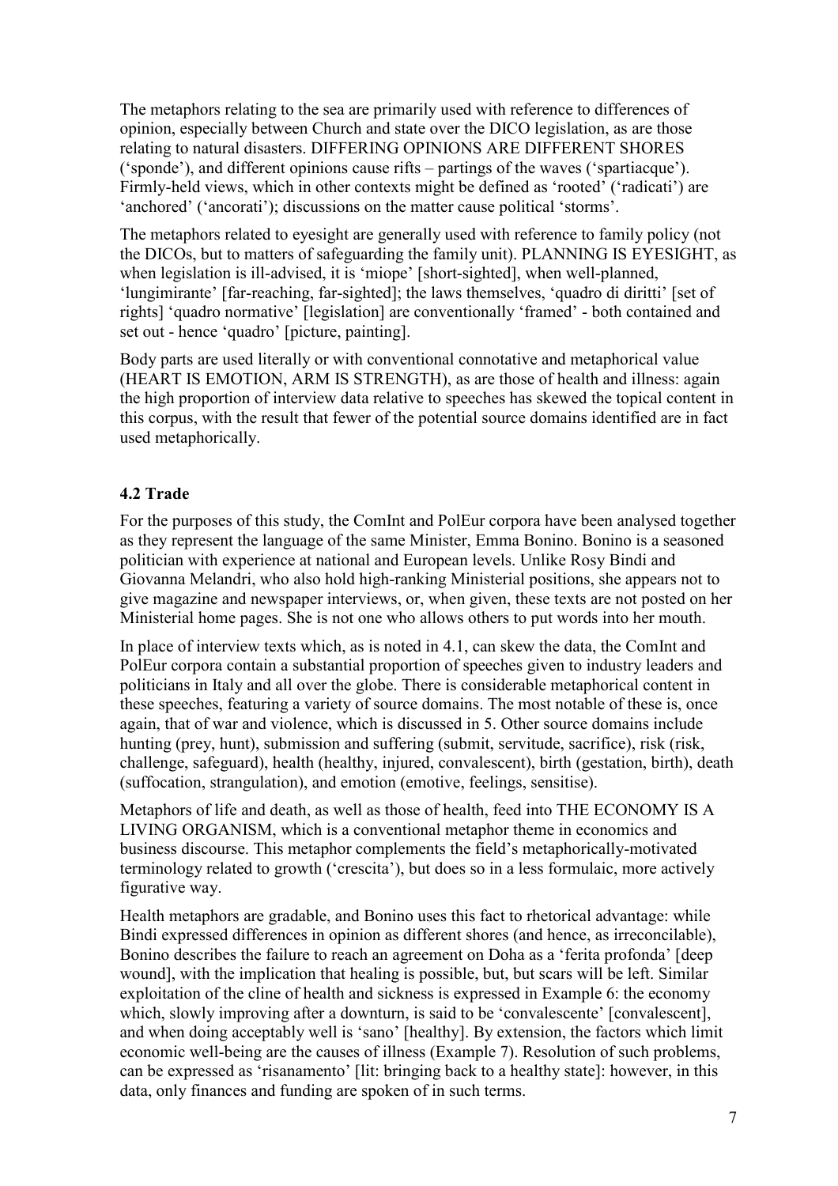The metaphors relating to the sea are primarily used with reference to differences of opinion, especially between Church and state over the DICO legislation, as are those relating to natural disasters. DIFFERING OPINIONS ARE DIFFERENT SHORES ('sponde'), and different opinions cause rifts – partings of the waves ('spartiacque'). Firmly-held views, which in other contexts might be defined as 'rooted' ('radicati') are 'anchored' ('ancorati'); discussions on the matter cause political 'storms'.

The metaphors related to eyesight are generally used with reference to family policy (not the DICOs, but to matters of safeguarding the family unit). PLANNING IS EYESIGHT, as when legislation is ill-advised, it is 'miope' [short-sighted], when well-planned, 'lungimirante' [far-reaching, far-sighted]; the laws themselves, 'quadro di diritti' [set of rights] 'quadro normative' [legislation] are conventionally 'framed' - both contained and set out - hence 'quadro' [picture, painting].

Body parts are used literally or with conventional connotative and metaphorical value (HEART IS EMOTION, ARM IS STRENGTH), as are those of health and illness: again the high proportion of interview data relative to speeches has skewed the topical content in this corpus, with the result that fewer of the potential source domains identified are in fact used metaphorically.

### 4.2 Trade

For the purposes of this study, the ComInt and PolEur corpora have been analysed together as they represent the language of the same Minister, Emma Bonino. Bonino is a seasoned politician with experience at national and European levels. Unlike Rosy Bindi and Giovanna Melandri, who also hold high-ranking Ministerial positions, she appears not to give magazine and newspaper interviews, or, when given, these texts are not posted on her Ministerial home pages. She is not one who allows others to put words into her mouth.

In place of interview texts which, as is noted in 4.1, can skew the data, the ComInt and PolEur corpora contain a substantial proportion of speeches given to industry leaders and politicians in Italy and all over the globe. There is considerable metaphorical content in these speeches, featuring a variety of source domains. The most notable of these is, once again, that of war and violence, which is discussed in 5. Other source domains include hunting (prey, hunt), submission and suffering (submit, servitude, sacrifice), risk (risk, challenge, safeguard), health (healthy, injured, convalescent), birth (gestation, birth), death (suffocation, strangulation), and emotion (emotive, feelings, sensitise).

Metaphors of life and death, as well as those of health, feed into THE ECONOMY IS A LIVING ORGANISM, which is a conventional metaphor theme in economics and business discourse. This metaphor complements the field's metaphorically-motivated terminology related to growth ('crescita'), but does so in a less formulaic, more actively figurative way.

Health metaphors are gradable, and Bonino uses this fact to rhetorical advantage: while Bindi expressed differences in opinion as different shores (and hence, as irreconcilable), Bonino describes the failure to reach an agreement on Doha as a 'ferita profonda' [deep wound], with the implication that healing is possible, but, but scars will be left. Similar exploitation of the cline of health and sickness is expressed in Example 6: the economy which, slowly improving after a downturn, is said to be 'convalescente' [convalescent], and when doing acceptably well is 'sano' [healthy]. By extension, the factors which limit economic well-being are the causes of illness (Example 7). Resolution of such problems, can be expressed as 'risanamento' [lit: bringing back to a healthy state]: however, in this data, only finances and funding are spoken of in such terms.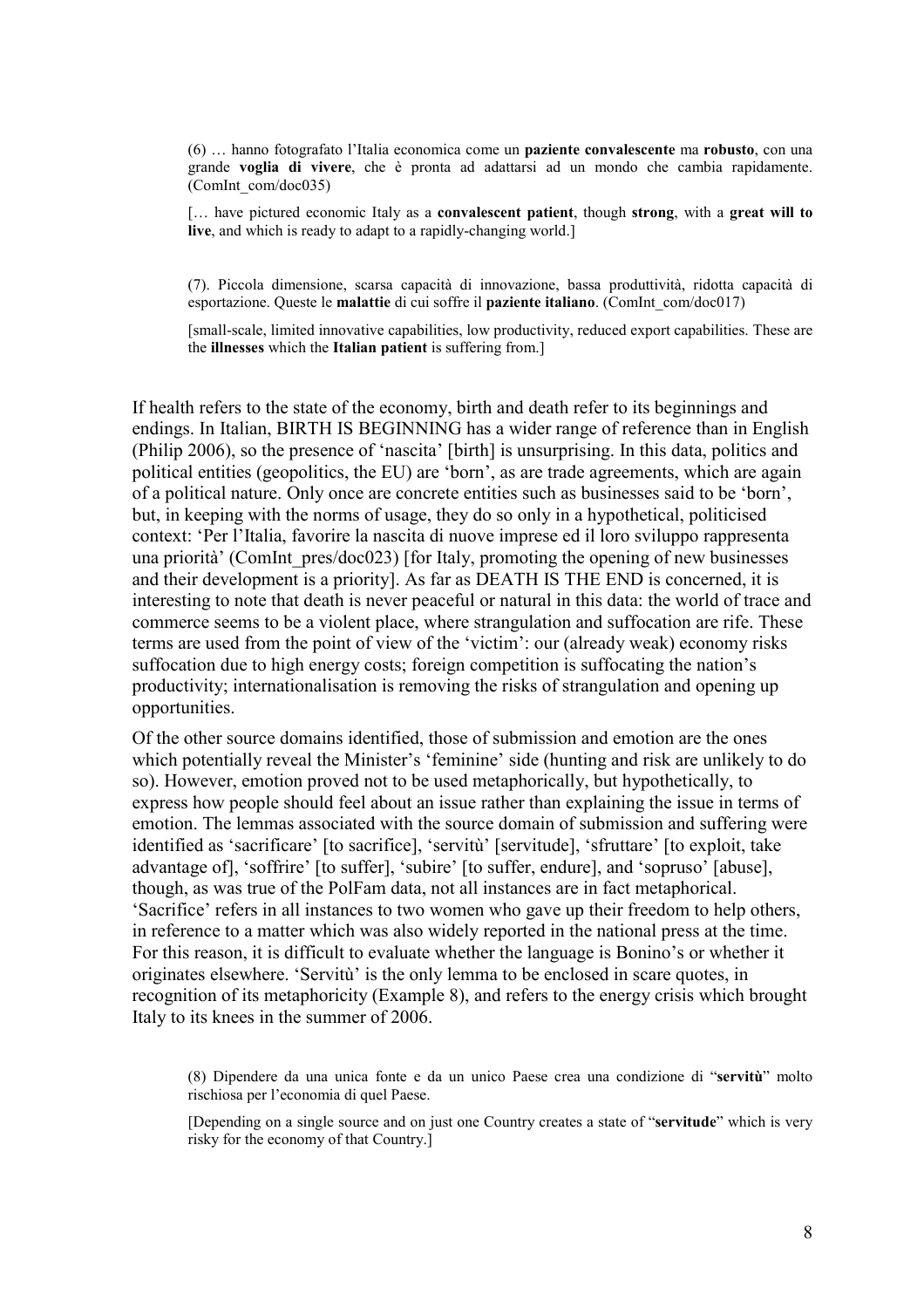(6) … hanno fotografato l'Italia economica come un **paziente convalescente** ma **robusto**, con una grande **voglia di vivere**, che è pronta ad adattarsi ad un mondo che cambia rapidamente. (ComInt_com/doc035)

[… have pictured economic Italy as a **convalescent patient**, though **strong**, with a **great will to live**, and which is ready to adapt to a rapidly-changing world.]

(7). Piccola dimensione, scarsa capacità di innovazione, bassa produttività, ridotta capacità di esportazione. Queste le **malattie** di cui soffre il **paziente italiano**. (ComInt_com/doc017)

[small-scale, limited innovative capabilities, low productivity, reduced export capabilities. These are the **illnesses** which the **Italian patient** is suffering from.]

If health refers to the state of the economy, birth and death refer to its beginnings and endings. In Italian, BIRTH IS BEGINNING has a wider range of reference than in English (Philip 2006), so the presence of 'nascita' [birth] is unsurprising. In this data, politics and political entities (geopolitics, the EU) are 'born', as are trade agreements, which are again of a political nature. Only once are concrete entities such as businesses said to be 'born', but, in keeping with the norms of usage, they do so only in a hypothetical, politicised context: 'Per l'Italia, favorire la nascita di nuove imprese ed il loro sviluppo rappresenta una priorità' (ComInt_pres/doc023) [for Italy, promoting the opening of new businesses and their development is a priority]. As far as DEATH IS THE END is concerned, it is interesting to note that death is never peaceful or natural in this data: the world of trace and commerce seems to be a violent place, where strangulation and suffocation are rife. These terms are used from the point of view of the 'victim': our (already weak) economy risks suffocation due to high energy costs; foreign competition is suffocating the nation's productivity; internationalisation is removing the risks of strangulation and opening up opportunities.

Of the other source domains identified, those of submission and emotion are the ones which potentially reveal the Minister's 'feminine' side (hunting and risk are unlikely to do so). However, emotion proved not to be used metaphorically, but hypothetically, to express how people should feel about an issue rather than explaining the issue in terms of emotion. The lemmas associated with the source domain of submission and suffering were identified as 'sacrificare' [to sacrifice], 'servitù' [servitude], 'sfruttare' [to exploit, take advantage of], 'soffrire' [to suffer], 'subire' [to suffer, endure], and 'sopruso' [abuse], though, as was true of the PolFam data, not all instances are in fact metaphorical. 'Sacrifice' refers in all instances to two women who gave up their freedom to help others, in reference to a matter which was also widely reported in the national press at the time. For this reason, it is difficult to evaluate whether the language is Bonino's or whether it originates elsewhere. 'Servitù' is the only lemma to be enclosed in scare quotes, in recognition of its metaphoricity (Example 8), and refers to the energy crisis which brought Italy to its knees in the summer of 2006.

(8) Dipendere da una unica fonte e da un unico Paese crea una condizione di "**servitù**" molto rischiosa per l'economia di quel Paese.

[Depending on a single source and on just one Country creates a state of "**servitude**" which is very risky for the economy of that Country.]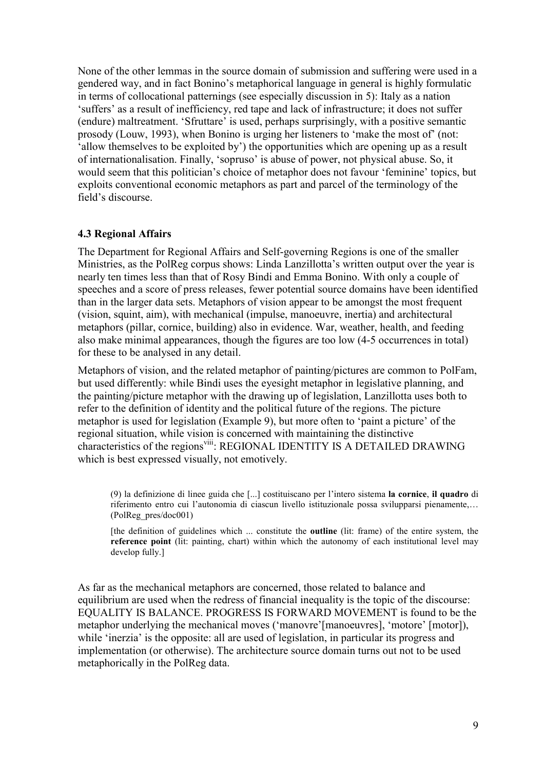None of the other lemmas in the source domain of submission and suffering were used in a gendered way, and in fact Bonino's metaphorical language in general is highly formulatic in terms of collocational patternings (see especially discussion in 5): Italy as a nation 'suffers' as a result of inefficiency, red tape and lack of infrastructure; it does not suffer (endure) maltreatment. 'Sfruttare' is used, perhaps surprisingly, with a positive semantic prosody (Louw, 1993), when Bonino is urging her listeners to 'make the most of' (not: 'allow themselves to be exploited by') the opportunities which are opening up as a result of internationalisation. Finally, 'sopruso' is abuse of power, not physical abuse. So, it would seem that this politician's choice of metaphor does not favour 'feminine' topics, but exploits conventional economic metaphors as part and parcel of the terminology of the field's discourse.

### 4.3 Regional Affairs

The Department for Regional Affairs and Self-governing Regions is one of the smaller Ministries, as the PolReg corpus shows: Linda Lanzillotta's written output over the year is nearly ten times less than that of Rosy Bindi and Emma Bonino. With only a couple of speeches and a score of press releases, fewer potential source domains have been identified than in the larger data sets. Metaphors of vision appear to be amongst the most frequent (vision, squint, aim), with mechanical (impulse, manoeuvre, inertia) and architectural metaphors (pillar, cornice, building) also in evidence. War, weather, health, and feeding also make minimal appearances, though the figures are too low (4-5 occurrences in total) for these to be analysed in any detail.

Metaphors of vision, and the related metaphor of painting/pictures are common to PolFam, but used differently: while Bindi uses the eyesight metaphor in legislative planning, and the painting/picture metaphor with the drawing up of legislation, Lanzillotta uses both to refer to the definition of identity and the political future of the regions. The picture metaphor is used for legislation (Example 9), but more often to 'paint a picture' of the regional situation, while vision is concerned with maintaining the distinctive characteristics of the regions[viii]: REGIONAL IDENTITY IS A DETAILED DRAWING which is best expressed visually, not emotively.

> (9) la definizione di linee guida che [...] costituiscano per l'intero sistema **la cornice**, **il quadro** di riferimento entro cui l'autonomia di ciascun livello istituzionale possa svilupparsi pienamente,… (PolReg_pres/doc001)
>
> [the definition of guidelines which ... constitute the **outline** (lit: frame) of the entire system, the **reference point** (lit: painting, chart) within which the autonomy of each institutional level may develop fully.]

As far as the mechanical metaphors are concerned, those related to balance and equilibrium are used when the redress of financial inequality is the topic of the discourse: EQUALITY IS BALANCE. PROGRESS IS FORWARD MOVEMENT is found to be the metaphor underlying the mechanical moves ('manovre'[manoeuvres], 'motore' [motor]), while 'inerzia' is the opposite: all are used of legislation, in particular its progress and implementation (or otherwise). The architecture source domain turns out not to be used metaphorically in the PolReg data.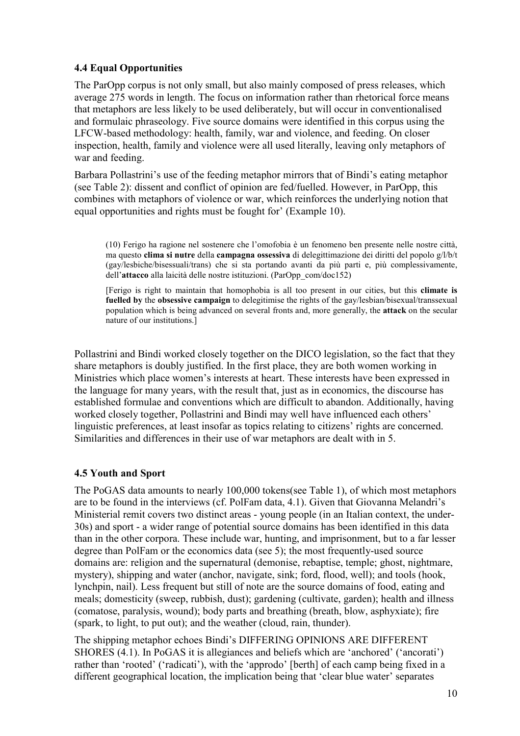### 4.4 Equal Opportunities

The ParOpp corpus is not only small, but also mainly composed of press releases, which average 275 words in length. The focus on information rather than rhetorical force means that metaphors are less likely to be used deliberately, but will occur in conventionalised and formulaic phraseology. Five source domains were identified in this corpus using the LFCW-based methodology: health, family, war and violence, and feeding. On closer inspection, health, family and violence were all used literally, leaving only metaphors of war and feeding.

Barbara Pollastrini's use of the feeding metaphor mirrors that of Bindi's eating metaphor (see Table 2): dissent and conflict of opinion are fed/fuelled. However, in ParOpp, this combines with metaphors of violence or war, which reinforces the underlying notion that equal opportunities and rights must be fought for' (Example 10).

> (10) Ferigo ha ragione nel sostenere che l'omofobia è un fenomeno ben presente nelle nostre città, ma questo **clima si nutre** della **campagna ossessiva** di delegittimazione dei diritti del popolo g/l/b/t (gay/lesbiche/bisessuali/trans) che si sta portando avanti da più parti e, più complessivamente, dell'**attacco** alla laicità delle nostre istituzioni. (ParOpp_com/doc152)
>
> [Ferigo is right to maintain that homophobia is all too present in our cities, but this **climate is fuelled by** the **obsessive campaign** to delegitimise the rights of the gay/lesbian/bisexual/transsexual population which is being advanced on several fronts and, more generally, the **attack** on the secular nature of our institutions.]

Pollastrini and Bindi worked closely together on the DICO legislation, so the fact that they share metaphors is doubly justified. In the first place, they are both women working in Ministries which place women's interests at heart. These interests have been expressed in the language for many years, with the result that, just as in economics, the discourse has established formulae and conventions which are difficult to abandon. Additionally, having worked closely together, Pollastrini and Bindi may well have influenced each others' linguistic preferences, at least insofar as topics relating to citizens' rights are concerned. Similarities and differences in their use of war metaphors are dealt with in 5.

### 4.5 Youth and Sport

The PoGAS data amounts to nearly 100,000 tokens(see Table 1), of which most metaphors are to be found in the interviews (cf. PolFam data, 4.1). Given that Giovanna Melandri's Ministerial remit covers two distinct areas - young people (in an Italian context, the under-30s) and sport - a wider range of potential source domains has been identified in this data than in the other corpora. These include war, hunting, and imprisonment, but to a far lesser degree than PolFam or the economics data (see 5); the most frequently-used source domains are: religion and the supernatural (demonise, rebaptise, temple; ghost, nightmare, mystery), shipping and water (anchor, navigate, sink; ford, flood, well); and tools (hook, lynchpin, nail). Less frequent but still of note are the source domains of food, eating and meals; domesticity (sweep, rubbish, dust); gardening (cultivate, garden); health and illness (comatose, paralysis, wound); body parts and breathing (breath, blow, asphyxiate); fire (spark, to light, to put out); and the weather (cloud, rain, thunder).

The shipping metaphor echoes Bindi's DIFFERING OPINIONS ARE DIFFERENT SHORES (4.1). In PoGAS it is allegiances and beliefs which are 'anchored' ('ancorati') rather than 'rooted' ('radicati'), with the 'approdo' [berth] of each camp being fixed in a different geographical location, the implication being that 'clear blue water' separates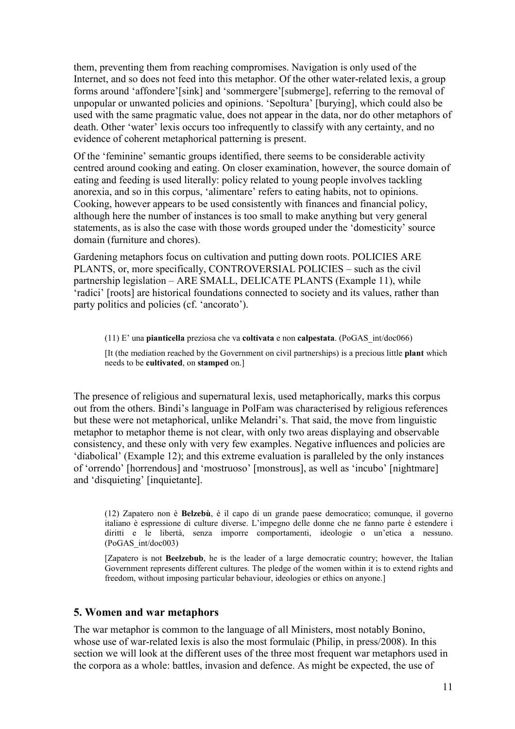them, preventing them from reaching compromises. Navigation is only used of the Internet, and so does not feed into this metaphor. Of the other water-related lexis, a group forms around 'affondere'[sink] and 'sommergere'[submerge], referring to the removal of unpopular or unwanted policies and opinions. 'Sepoltura' [burying], which could also be used with the same pragmatic value, does not appear in the data, nor do other metaphors of death. Other 'water' lexis occurs too infrequently to classify with any certainty, and no evidence of coherent metaphorical patterning is present.

Of the 'feminine' semantic groups identified, there seems to be considerable activity centred around cooking and eating. On closer examination, however, the source domain of eating and feeding is used literally: policy related to young people involves tackling anorexia, and so in this corpus, 'alimentare' refers to eating habits, not to opinions. Cooking, however appears to be used consistently with finances and financial policy, although here the number of instances is too small to make anything but very general statements, as is also the case with those words grouped under the 'domesticity' source domain (furniture and chores).

Gardening metaphors focus on cultivation and putting down roots. POLICIES ARE PLANTS, or, more specifically, CONTROVERSIAL POLICIES – such as the civil partnership legislation – ARE SMALL, DELICATE PLANTS (Example 11), while 'radici' [roots] are historical foundations connected to society and its values, rather than party politics and policies (cf. 'ancorato').

> (11) E' una **pianticella** preziosa che va **coltivata** e non **calpestata**. (PoGAS_int/doc066)
>
> [It (the mediation reached by the Government on civil partnerships) is a precious little **plant** which needs to be **cultivated**, on **stamped** on.]

The presence of religious and supernatural lexis, used metaphorically, marks this corpus out from the others. Bindi's language in PolFam was characterised by religious references but these were not metaphorical, unlike Melandri's. That said, the move from linguistic metaphor to metaphor theme is not clear, with only two areas displaying and observable consistency, and these only with very few examples. Negative influences and policies are 'diabolical' (Example 12); and this extreme evaluation is paralleled by the only instances of 'orrendo' [horrendous] and 'mostruoso' [monstrous], as well as 'incubo' [nightmare] and 'disquieting' [inquietante].

> (12) Zapatero non è **Belzebù**, è il capo di un grande paese democratico; comunque, il governo italiano è espressione di culture diverse. L'impegno delle donne che ne fanno parte è estendere i diritti e le libertà, senza imporre comportamenti, ideologie o un'etica a nessuno. (PoGAS_int/doc003)
>
> [Zapatero is not **Beelzebub**, he is the leader of a large democratic country; however, the Italian Government represents different cultures. The pledge of the women within it is to extend rights and freedom, without imposing particular behaviour, ideologies or ethics on anyone.]

## 5. Women and war metaphors

The war metaphor is common to the language of all Ministers, most notably Bonino, whose use of war-related lexis is also the most formulaic (Philip, in press/2008). In this section we will look at the different uses of the three most frequent war metaphors used in the corpora as a whole: battles, invasion and defence. As might be expected, the use of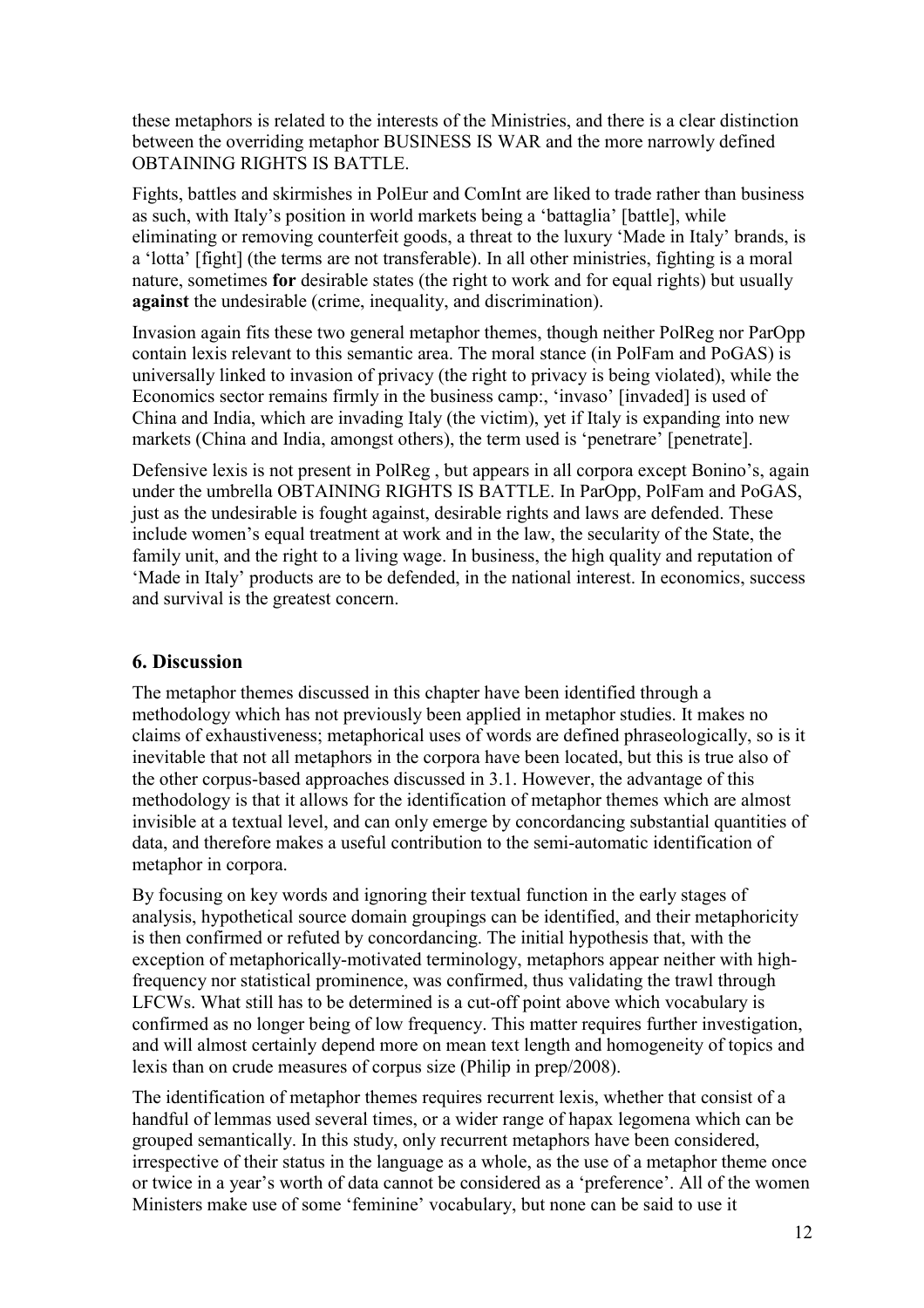these metaphors is related to the interests of the Ministries, and there is a clear distinction between the overriding metaphor BUSINESS IS WAR and the more narrowly defined OBTAINING RIGHTS IS BATTLE.

Fights, battles and skirmishes in PolEur and ComInt are liked to trade rather than business as such, with Italy's position in world markets being a 'battaglia' [battle], while eliminating or removing counterfeit goods, a threat to the luxury 'Made in Italy' brands, is a 'lotta' [fight] (the terms are not transferable). In all other ministries, fighting is a moral nature, sometimes **for** desirable states (the right to work and for equal rights) but usually **against** the undesirable (crime, inequality, and discrimination).

Invasion again fits these two general metaphor themes, though neither PolReg nor ParOpp contain lexis relevant to this semantic area. The moral stance (in PolFam and PoGAS) is universally linked to invasion of privacy (the right to privacy is being violated), while the Economics sector remains firmly in the business camp:, 'invaso' [invaded] is used of China and India, which are invading Italy (the victim), yet if Italy is expanding into new markets (China and India, amongst others), the term used is 'penetrare' [penetrate].

Defensive lexis is not present in PolReg , but appears in all corpora except Bonino's, again under the umbrella OBTAINING RIGHTS IS BATTLE. In ParOpp, PolFam and PoGAS, just as the undesirable is fought against, desirable rights and laws are defended. These include women's equal treatment at work and in the law, the secularity of the State, the family unit, and the right to a living wage. In business, the high quality and reputation of 'Made in Italy' products are to be defended, in the national interest. In economics, success and survival is the greatest concern.

## 6. Discussion

The metaphor themes discussed in this chapter have been identified through a methodology which has not previously been applied in metaphor studies. It makes no claims of exhaustiveness; metaphorical uses of words are defined phraseologically, so is it inevitable that not all metaphors in the corpora have been located, but this is true also of the other corpus-based approaches discussed in 3.1. However, the advantage of this methodology is that it allows for the identification of metaphor themes which are almost invisible at a textual level, and can only emerge by concordancing substantial quantities of data, and therefore makes a useful contribution to the semi-automatic identification of metaphor in corpora.

By focusing on key words and ignoring their textual function in the early stages of analysis, hypothetical source domain groupings can be identified, and their metaphoricity is then confirmed or refuted by concordancing. The initial hypothesis that, with the exception of metaphorically-motivated terminology, metaphors appear neither with high-frequency nor statistical prominence, was confirmed, thus validating the trawl through LFCWs. What still has to be determined is a cut-off point above which vocabulary is confirmed as no longer being of low frequency. This matter requires further investigation, and will almost certainly depend more on mean text length and homogeneity of topics and lexis than on crude measures of corpus size (Philip in prep/2008).

The identification of metaphor themes requires recurrent lexis, whether that consist of a handful of lemmas used several times, or a wider range of hapax legomena which can be grouped semantically. In this study, only recurrent metaphors have been considered, irrespective of their status in the language as a whole, as the use of a metaphor theme once or twice in a year's worth of data cannot be considered as a 'preference'. All of the women Ministers make use of some 'feminine' vocabulary, but none can be said to use it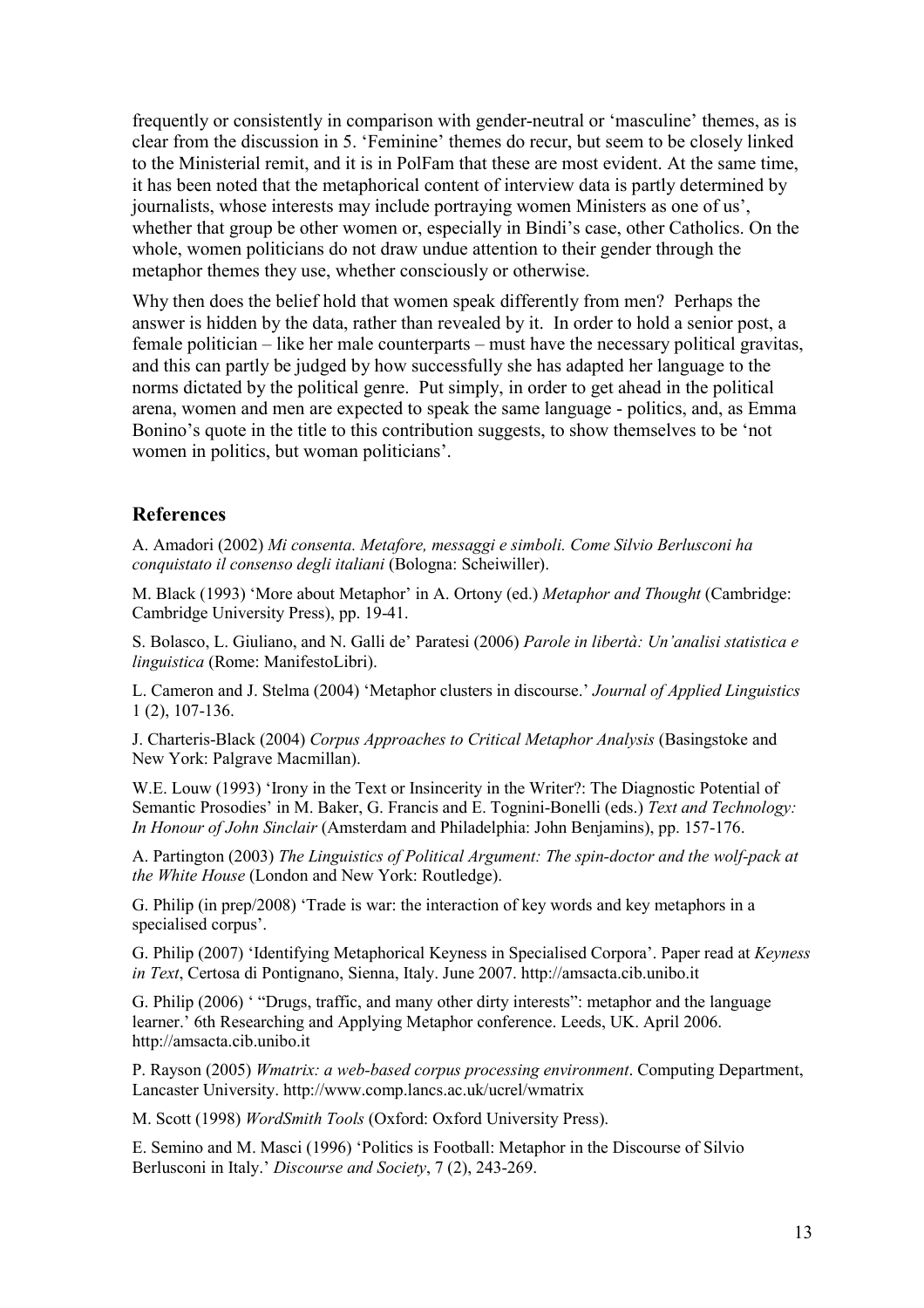frequently or consistently in comparison with gender-neutral or 'masculine' themes, as is clear from the discussion in 5. 'Feminine' themes do recur, but seem to be closely linked to the Ministerial remit, and it is in PolFam that these are most evident. At the same time, it has been noted that the metaphorical content of interview data is partly determined by journalists, whose interests may include portraying women Ministers as one of us', whether that group be other women or, especially in Bindi's case, other Catholics. On the whole, women politicians do not draw undue attention to their gender through the metaphor themes they use, whether consciously or otherwise.

Why then does the belief hold that women speak differently from men? Perhaps the answer is hidden by the data, rather than revealed by it. In order to hold a senior post, a female politician – like her male counterparts – must have the necessary political gravitas, and this can partly be judged by how successfully she has adapted her language to the norms dictated by the political genre. Put simply, in order to get ahead in the political arena, women and men are expected to speak the same language - politics, and, as Emma Bonino's quote in the title to this contribution suggests, to show themselves to be 'not women in politics, but woman politicians'.

## References

A. Amadori (2002) *Mi consenta. Metafore, messaggi e simboli. Come Silvio Berlusconi ha conquistato il consenso degli italiani* (Bologna: Scheiwiller).

M. Black (1993) 'More about Metaphor' in A. Ortony (ed.) *Metaphor and Thought* (Cambridge: Cambridge University Press), pp. 19-41.

S. Bolasco, L. Giuliano, and N. Galli de' Paratesi (2006) *Parole in libertà: Un'analisi statistica e linguistica* (Rome: ManifestoLibri).

L. Cameron and J. Stelma (2004) 'Metaphor clusters in discourse.' *Journal of Applied Linguistics* 1 (2), 107-136.

J. Charteris-Black (2004) *Corpus Approaches to Critical Metaphor Analysis* (Basingstoke and New York: Palgrave Macmillan).

W.E. Louw (1993) 'Irony in the Text or Insincerity in the Writer?: The Diagnostic Potential of Semantic Prosodies' in M. Baker, G. Francis and E. Tognini-Bonelli (eds.) *Text and Technology: In Honour of John Sinclair* (Amsterdam and Philadelphia: John Benjamins), pp. 157-176.

A. Partington (2003) *The Linguistics of Political Argument: The spin-doctor and the wolf-pack at the White House* (London and New York: Routledge).

G. Philip (in prep/2008) 'Trade is war: the interaction of key words and key metaphors in a specialised corpus'.

G. Philip (2007) 'Identifying Metaphorical Keyness in Specialised Corpora'. Paper read at *Keyness in Text*, Certosa di Pontignano, Sienna, Italy. June 2007. http://amsacta.cib.unibo.it

G. Philip (2006) ' "Drugs, traffic, and many other dirty interests": metaphor and the language learner.' 6th Researching and Applying Metaphor conference. Leeds, UK. April 2006. http://amsacta.cib.unibo.it

P. Rayson (2005) *Wmatrix: a web-based corpus processing environment*. Computing Department, Lancaster University. http://www.comp.lancs.ac.uk/ucrel/wmatrix

M. Scott (1998) *WordSmith Tools* (Oxford: Oxford University Press).

E. Semino and M. Masci (1996) 'Politics is Football: Metaphor in the Discourse of Silvio Berlusconi in Italy.' *Discourse and Society*, 7 (2), 243-269.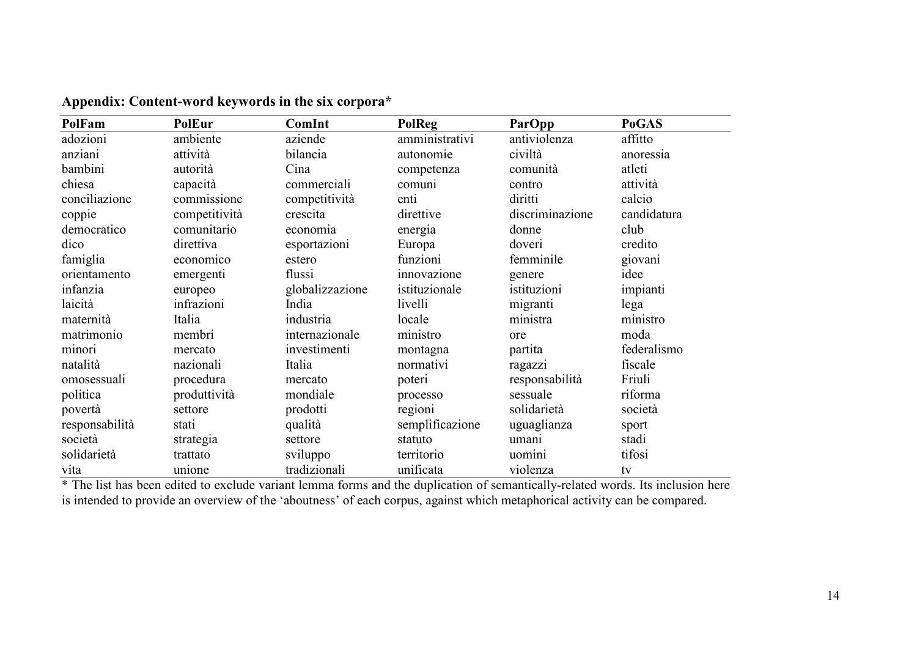**Appendix: Content-word keywords in the six corpora***

| PolFam | PolEur | ComInt | PolReg | ParOpp | PoGAS |
|---|---|---|---|---|---|
| adozioni | ambiente | aziende | amministrativi | antiviolenza | affitto |
| anziani | attività | bilancia | autonomie | civiltà | anoressia |
| bambini | autorità | Cina | competenza | comunità | atleti |
| chiesa | capacità | commerciali | comuni | contro | attività |
| conciliazione | commissione | competitività | enti | diritti | calcio |
| coppie | competitività | crescita | direttive | discriminazione | candidatura |
| democratico | comunitario | economia | energia | donne | club |
| dico | direttiva | esportazioni | Europa | doveri | credito |
| famiglia | economico | estero | funzioni | femminile | giovani |
| orientamento | emergenti | flussi | innovazione | genere | idee |
| infanzia | europeo | globalizzazione | istituzionale | istituzioni | impianti |
| laicità | infrazioni | India | livelli | migranti | lega |
| maternità | Italia | industria | locale | ministra | ministro |
| matrimonio | membri | internazionale | ministro | ore | moda |
| minori | mercato | investimenti | montagna | partita | federalismo |
| natalità | nazionali | Italia | normativi | ragazzi | fiscale |
| omosessuali | procedura | mercato | poteri | responsabilità | Friuli |
| politica | produttività | mondiale | processo | sessuale | riforma |
| povertà | settore | prodotti | regioni | solidarietà | società |
| responsabilità | stati | qualità | semplificazione | uguaglianza | sport |
| società | strategia | settore | statuto | umani | stadi |
| solidarietà | trattato | sviluppo | territorio | uomini | tifosi |
| vita | unione | tradizionali | unificata | violenza | tv |

* The list has been edited to exclude variant lemma forms and the duplication of semantically-related words. Its inclusion here is intended to provide an overview of the 'aboutness' of each corpus, against which metaphorical activity can be compared.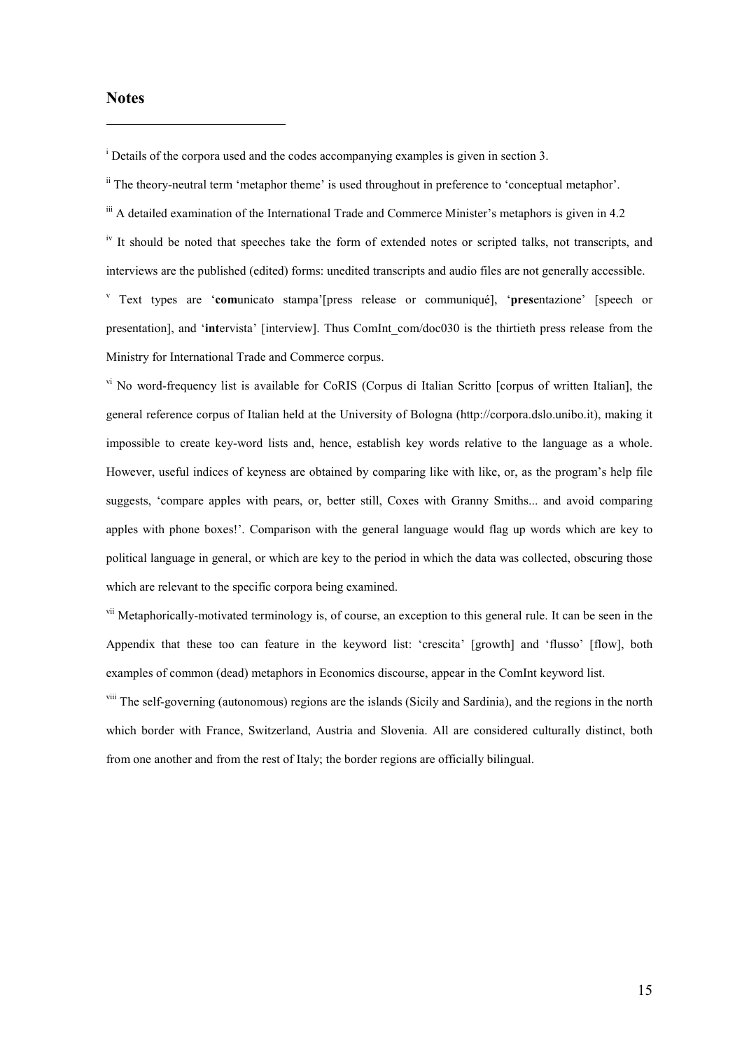## Notes

[i] Details of the corpora used and the codes accompanying examples is given in section 3.

[ii] The theory-neutral term 'metaphor theme' is used throughout in preference to 'conceptual metaphor'.

[iii] A detailed examination of the International Trade and Commerce Minister's metaphors is given in 4.2

[iv] It should be noted that speeches take the form of extended notes or scripted talks, not transcripts, and interviews are the published (edited) forms: unedited transcripts and audio files are not generally accessible.

[v] Text types are '**com**unicato stampa'[press release or communiqué], '**pres**entazione' [speech or presentation], and '**int**ervista' [interview]. Thus ComInt_com/doc030 is the thirtieth press release from the Ministry for International Trade and Commerce corpus.

[vi] No word-frequency list is available for CoRIS (Corpus di Italian Scritto [corpus of written Italian], the general reference corpus of Italian held at the University of Bologna (http://corpora.dslo.unibo.it), making it impossible to create key-word lists and, hence, establish key words relative to the language as a whole. However, useful indices of keyness are obtained by comparing like with like, or, as the program's help file suggests, 'compare apples with pears, or, better still, Coxes with Granny Smiths... and avoid comparing apples with phone boxes!'. Comparison with the general language would flag up words which are key to political language in general, or which are key to the period in which the data was collected, obscuring those which are relevant to the specific corpora being examined.

[vii] Metaphorically-motivated terminology is, of course, an exception to this general rule. It can be seen in the Appendix that these too can feature in the keyword list: 'crescita' [growth] and 'flusso' [flow], both examples of common (dead) metaphors in Economics discourse, appear in the ComInt keyword list.

[viii] The self-governing (autonomous) regions are the islands (Sicily and Sardinia), and the regions in the north which border with France, Switzerland, Austria and Slovenia. All are considered culturally distinct, both from one another and from the rest of Italy; the border regions are officially bilingual.